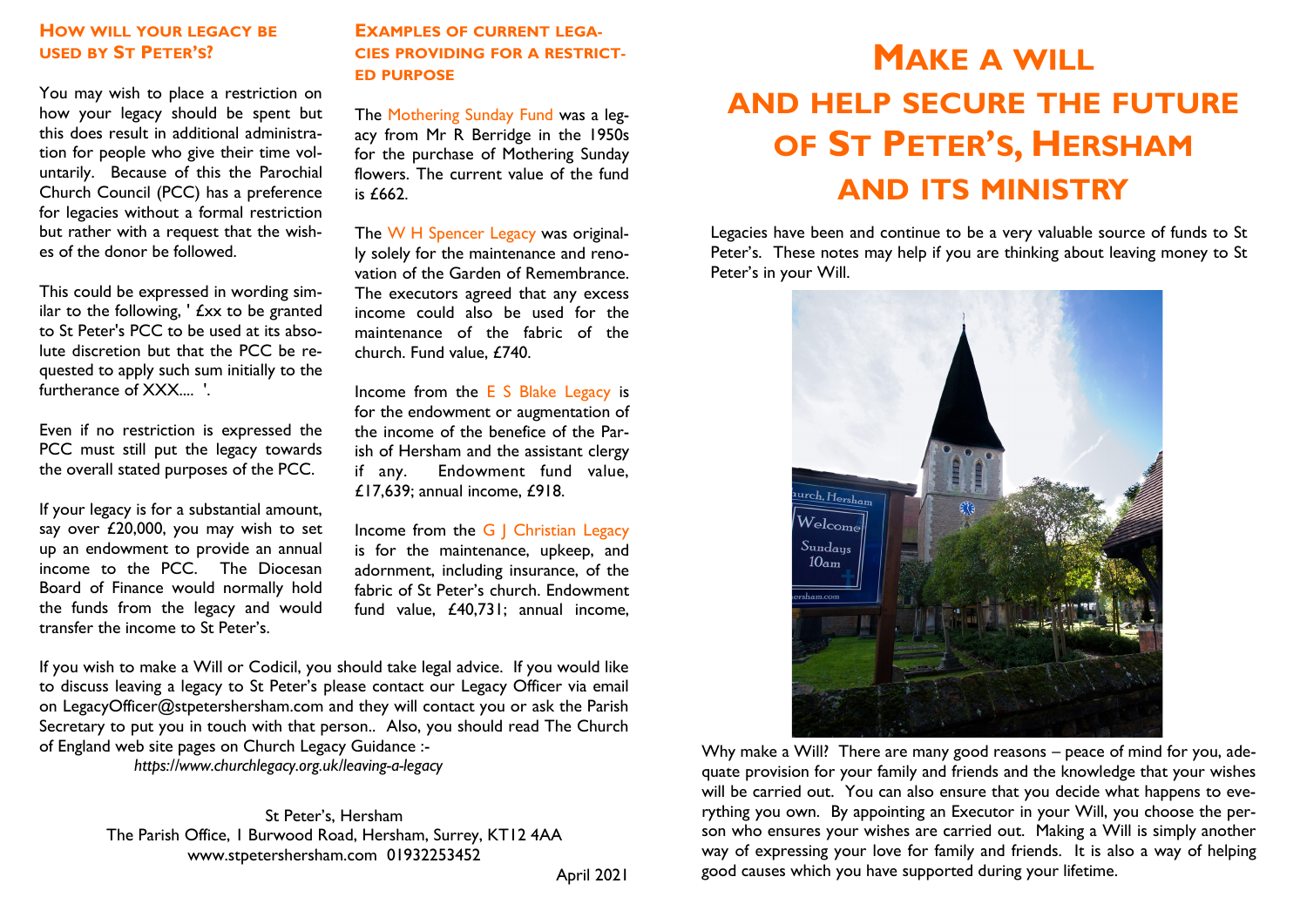# Make a will and help secure the future of St Peter's, Hersham and its ministry

Legacies have been and continue to be a very valuable source of funds to St Peter's. These notes may help if you are thinking about leaving money to St Peter's in your Will.

Why make a Will? There are many good reasons – peace of mind for you, adequate provision for your family and friends and the knowledge that your wishes will be carried out. You can also ensure that you decide what happens to everything you own. By appointing an Executor in your Will, you choose the person who ensures your wishes are carried out. Making a Will is simply another way of expressing your love for family and friends. It is also a way of helping good causes which you have supported during your lifetime.

## How will your legacy be used by St Peter's?

You may wish to place a restriction on how your legacy should be spent but this does result in additional administration for people who give their time voluntarily. Because of this the Parochial Church Council (PCC) has a preference for legacies without a formal restriction but rather with a request that the wishes of the donor be followed.

This could be expressed in wording similar to the following, ' £xx to be granted to St Peter's PCC to be used at its absolute discretion but that the PCC be requested to apply such sum initially to the furtherance of XXX.... '.

Even if no restriction is expressed the PCC must still put the legacy towards the overall stated purposes of the PCC.

If your legacy is for a substantial amount, say over £20,000, you may wish to set up an endowment to provide an annual income to the PCC. The Diocesan Board of Finance would normally hold the funds from the legacy and would transfer the income to St Peter's.

## Examples of current legacies providing for a restricted purpose

The Mothering Sunday Fund was a legacy from Mr R Berridge in the 1950s for the purchase of Mothering Sunday flowers. The current value of the fund is £662.

The W H Spencer Legacy was originally solely for the maintenance and renovation of the Garden of Remembrance. The executors agreed that any excess income could also be used for the maintenance of the fabric of the church. Fund value, £740.

Income from the E S Blake Legacy is for the endowment or augmentation of the income of the benefice of the Parish of Hersham and the assistant clergy if any. Endowment fund value, £17,639; annual income, £918.

Income from the G J Christian Legacy is for the maintenance, upkeep, and adornment, including insurance, of the fabric of St Peter's church. Endowment fund value, £40,731; annual income,

If you wish to make a Will or Codicil, you should take legal advice. If you would like to discuss leaving a legacy to St Peter's please contact our Legacy Officer via email on LegacyOfficer@stpetershersham.com and they will contact you or ask the Parish Secretary to put you in touch with that person.. Also, you should read The Church of England web site pages on Church Legacy Guidance :-

*https://www.churchlegacy.org.uk/leaving-a-legacy*

St Peter's, Hersham
The Parish Office, 1 Burwood Road, Hersham, Surrey, KT12 4AA
www.stpetershersham.com 01932253452

April 2021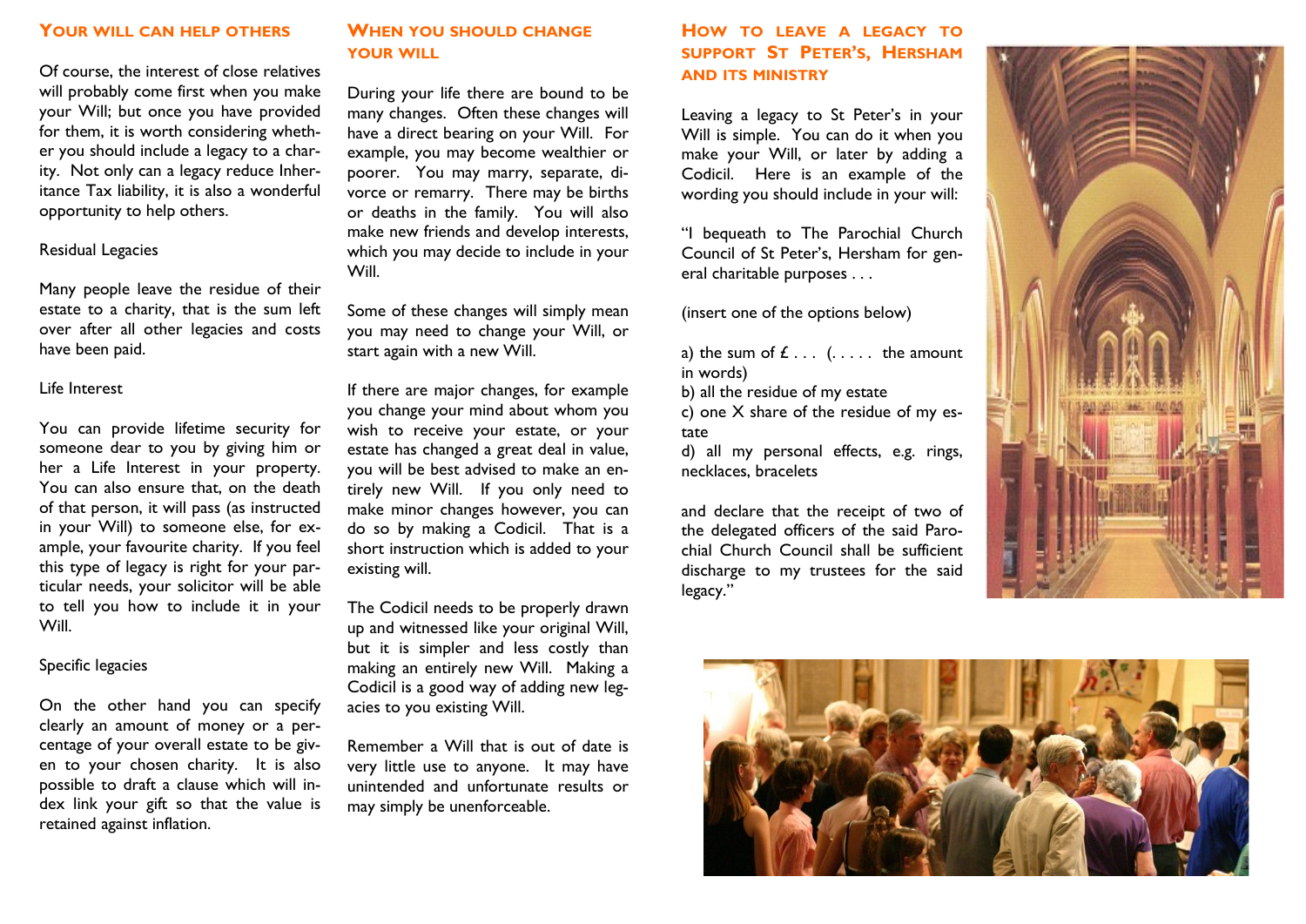## Your will can help others

Of course, the interest of close relatives will probably come first when you make your Will; but once you have provided for them, it is worth considering whether you should include a legacy to a charity. Not only can a legacy reduce Inheritance Tax liability, it is also a wonderful opportunity to help others.

Residual Legacies

Many people leave the residue of their estate to a charity, that is the sum left over after all other legacies and costs have been paid.

Life Interest

You can provide lifetime security for someone dear to you by giving him or her a Life Interest in your property. You can also ensure that, on the death of that person, it will pass (as instructed in your Will) to someone else, for example, your favourite charity. If you feel this type of legacy is right for your particular needs, your solicitor will be able to tell you how to include it in your Will.

Specific legacies

On the other hand you can specify clearly an amount of money or a percentage of your overall estate to be given to your chosen charity. It is also possible to draft a clause which will index link your gift so that the value is retained against inflation.

## When you should change your will

During your life there are bound to be many changes. Often these changes will have a direct bearing on your Will. For example, you may become wealthier or poorer. You may marry, separate, divorce or remarry. There may be births or deaths in the family. You will also make new friends and develop interests, which you may decide to include in your Will.

Some of these changes will simply mean you may need to change your Will, or start again with a new Will.

If there are major changes, for example you change your mind about whom you wish to receive your estate, or your estate has changed a great deal in value, you will be best advised to make an entirely new Will. If you only need to make minor changes however, you can do so by making a Codicil. That is a short instruction which is added to your existing will.

The Codicil needs to be properly drawn up and witnessed like your original Will, but it is simpler and less costly than making an entirely new Will. Making a Codicil is a good way of adding new legacies to you existing Will.

Remember a Will that is out of date is very little use to anyone. It may have unintended and unfortunate results or may simply be unenforceable.

## How to leave a legacy to support St Peter's, Hersham and its ministry

Leaving a legacy to St Peter's in your Will is simple. You can do it when you make your Will, or later by adding a Codicil. Here is an example of the wording you should include in your will:

"I bequeath to The Parochial Church Council of St Peter's, Hersham for general charitable purposes . . .

(insert one of the options below)

a) the sum of £ . . . (. . . . . the amount in words)
b) all the residue of my estate
c) one X share of the residue of my estate
d) all my personal effects, e.g. rings, necklaces, bracelets

and declare that the receipt of two of the delegated officers of the said Parochial Church Council shall be sufficient discharge to my trustees for the said legacy."